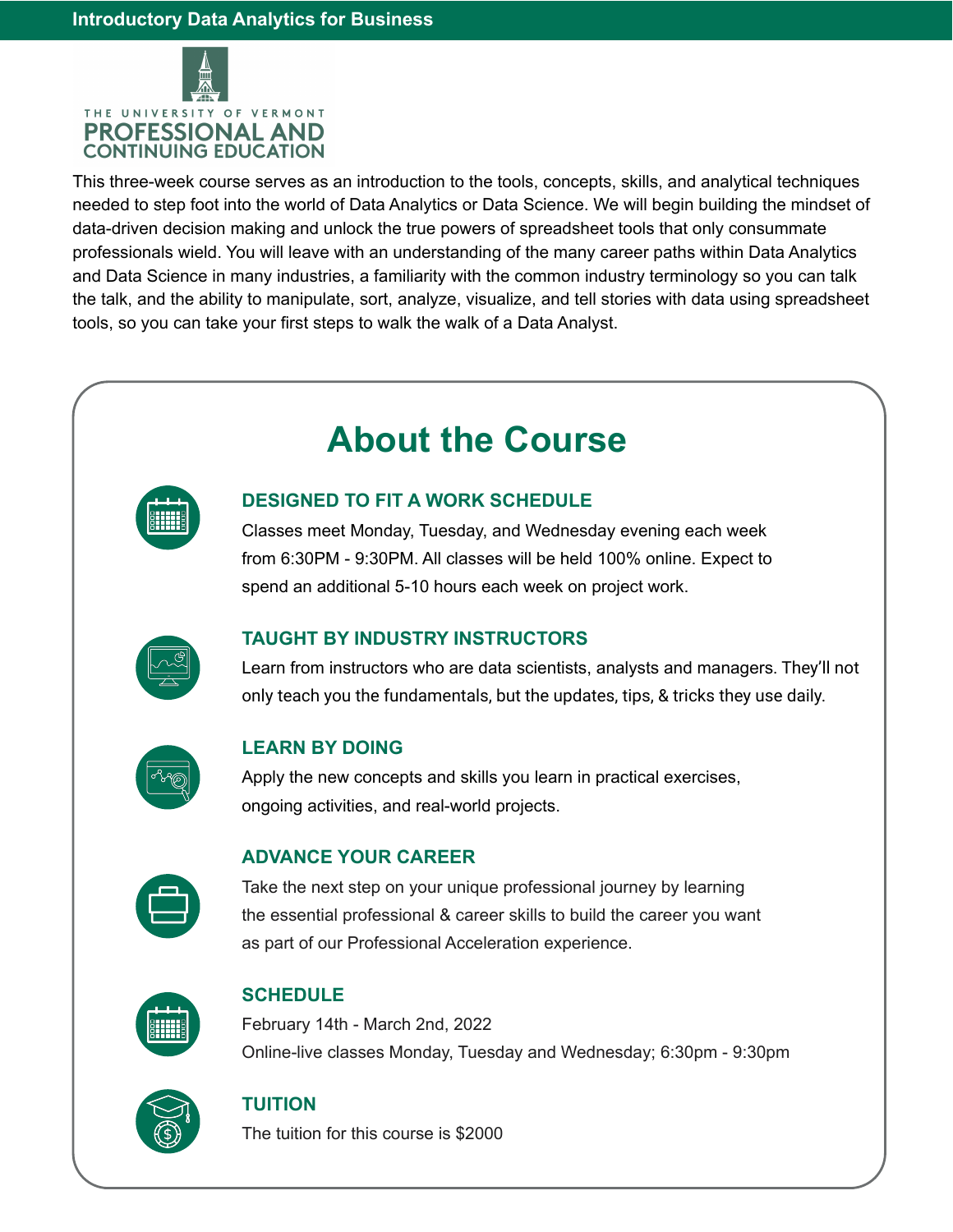# Introductory Data Analytics for Business

THE UNIVERSITY OF VERMONT
PROFESSIONAL AND CONTINUING EDUCATION

This three-week course serves as an introduction to the tools, concepts, skills, and analytical techniques needed to step foot into the world of Data Analytics or Data Science. We will begin building the mindset of data-driven decision making and unlock the true powers of spreadsheet tools that only consummate professionals wield. You will leave with an understanding of the many career paths within Data Analytics and Data Science in many industries, a familiarity with the common industry terminology so you can talk the talk, and the ability to manipulate, sort, analyze, visualize, and tell stories with data using spreadsheet tools, so you can take your first steps to walk the walk of a Data Analyst.

## About the Course

### DESIGNED TO FIT A WORK SCHEDULE

Classes meet Monday, Tuesday, and Wednesday evening each week from 6:30PM - 9:30PM. All classes will be held 100% online. Expect to spend an additional 5-10 hours each week on project work.

### TAUGHT BY INDUSTRY INSTRUCTORS

Learn from instructors who are data scientists, analysts and managers. They'll not only teach you the fundamentals, but the updates, tips, & tricks they use daily.

### LEARN BY DOING

Apply the new concepts and skills you learn in practical exercises, ongoing activities, and real-world projects.

### ADVANCE YOUR CAREER

Take the next step on your unique professional journey by learning the essential professional & career skills to build the career you want as part of our Professional Acceleration experience.

### SCHEDULE

February 14th - March 2nd, 2022
Online-live classes Monday, Tuesday and Wednesday; 6:30pm - 9:30pm

### TUITION

The tuition for this course is $2000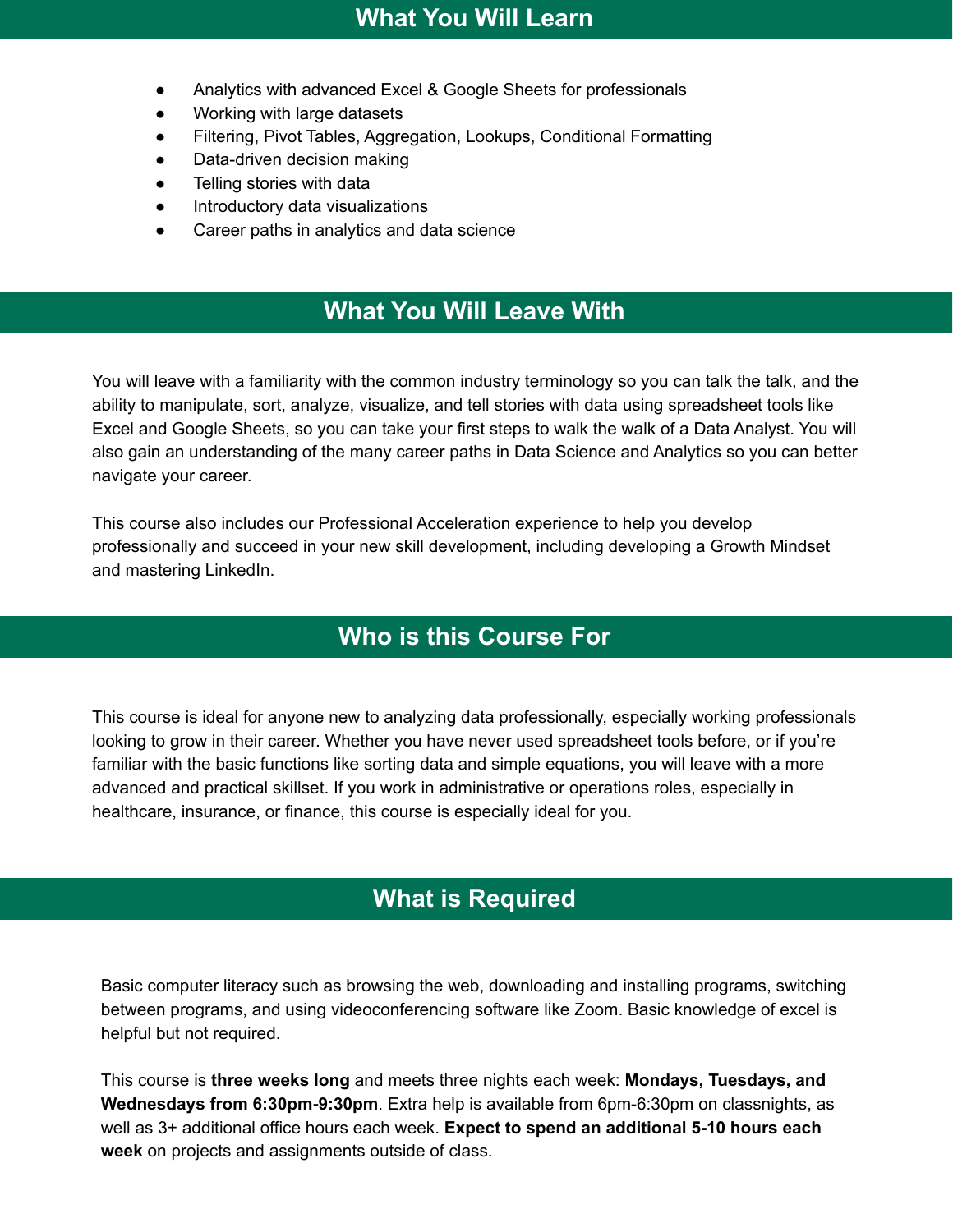## What You Will Learn

- Analytics with advanced Excel & Google Sheets for professionals
- Working with large datasets
- Filtering, Pivot Tables, Aggregation, Lookups, Conditional Formatting
- Data-driven decision making
- Telling stories with data
- Introductory data visualizations
- Career paths in analytics and data science

## What You Will Leave With

You will leave with a familiarity with the common industry terminology so you can talk the talk, and the ability to manipulate, sort, analyze, visualize, and tell stories with data using spreadsheet tools like Excel and Google Sheets, so you can take your first steps to walk the walk of a Data Analyst. You will also gain an understanding of the many career paths in Data Science and Analytics so you can better navigate your career.

This course also includes our Professional Acceleration experience to help you develop professionally and succeed in your new skill development, including developing a Growth Mindset and mastering LinkedIn.

## Who is this Course For

This course is ideal for anyone new to analyzing data professionally, especially working professionals looking to grow in their career. Whether you have never used spreadsheet tools before, or if you're familiar with the basic functions like sorting data and simple equations, you will leave with a more advanced and practical skillset. If you work in administrative or operations roles, especially in healthcare, insurance, or finance, this course is especially ideal for you.

## What is Required

Basic computer literacy such as browsing the web, downloading and installing programs, switching between programs, and using videoconferencing software like Zoom. Basic knowledge of excel is helpful but not required.

This course is **three weeks long** and meets three nights each week: **Mondays, Tuesdays, and Wednesdays from 6:30pm-9:30pm**. Extra help is available from 6pm-6:30pm on classnights, as well as 3+ additional office hours each week. **Expect to spend an additional 5-10 hours each week** on projects and assignments outside of class.